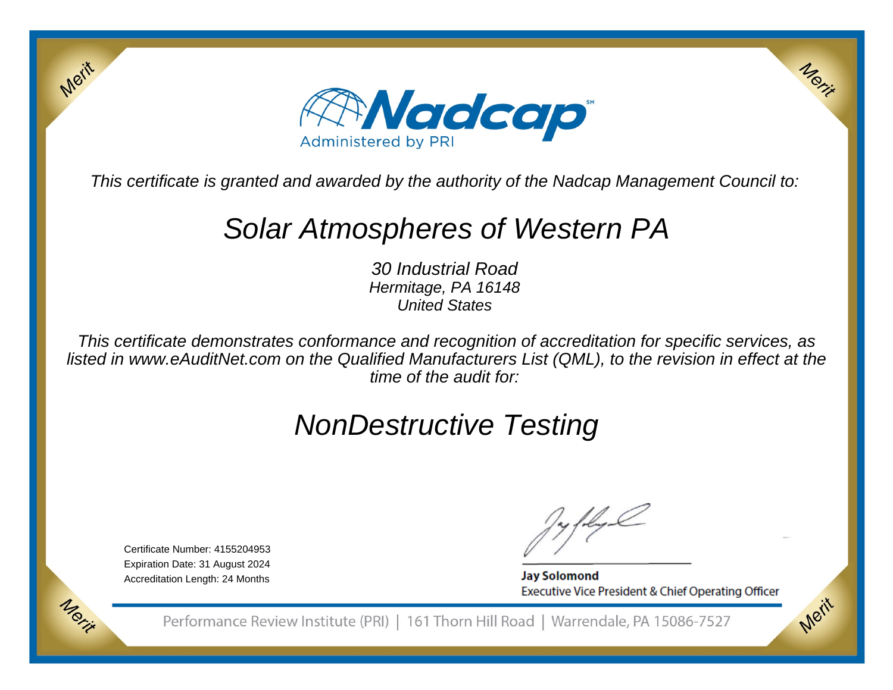**Nadcap**

Administered by PRI

*This certificate is granted and awarded by the authority of the Nadcap Management Council to:*

# *Solar Atmospheres of Western PA*

*30 Industrial Road*
*Hermitage, PA 16148*
*United States*

*This certificate demonstrates conformance and recognition of accreditation for specific services, as listed in www.eAuditNet.com on the Qualified Manufacturers List (QML), to the revision in effect at the time of the audit for:*

# *NonDestructive Testing*

Certificate Number: 4155204953
Expiration Date: 31 August 2024
Accreditation Length: 24 Months

**Jay Solomond**
Executive Vice President & Chief Operating Officer

Performance Review Institute (PRI) | 161 Thorn Hill Road | Warrendale, PA 15086-7527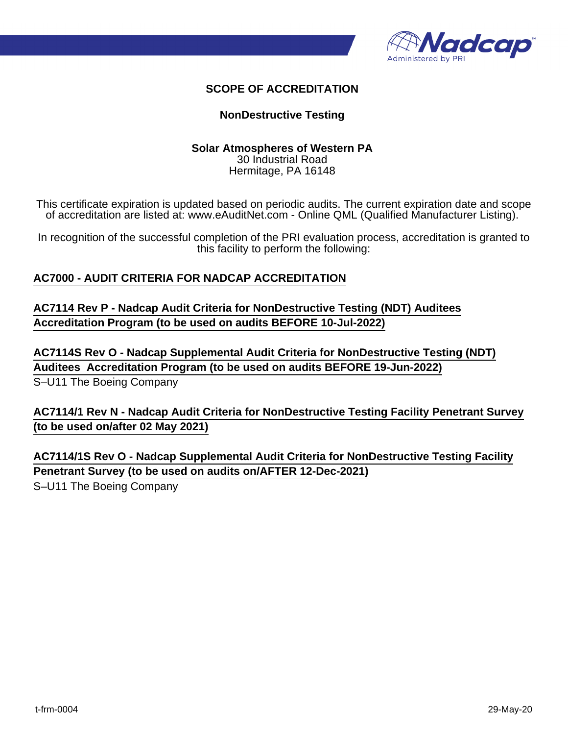# SCOPE OF ACCREDITATION

## NonDestructive Testing

**Solar Atmospheres of Western PA**
30 Industrial Road
Hermitage, PA 16148

This certificate expiration is updated based on periodic audits. The current expiration date and scope of accreditation are listed at: www.eAuditNet.com - Online QML (Qualified Manufacturer Listing).

In recognition of the successful completion of the PRI evaluation process, accreditation is granted to this facility to perform the following:

**AC7000 - AUDIT CRITERIA FOR NADCAP ACCREDITATION**

**AC7114 Rev P - Nadcap Audit Criteria for NonDestructive Testing (NDT) Auditees Accreditation Program (to be used on audits BEFORE 10-Jul-2022)**

**AC7114S Rev O - Nadcap Supplemental Audit Criteria for NonDestructive Testing (NDT) Auditees Accreditation Program (to be used on audits BEFORE 19-Jun-2022)**
S–U11 The Boeing Company

**AC7114/1 Rev N - Nadcap Audit Criteria for NonDestructive Testing Facility Penetrant Survey (to be used on/after 02 May 2021)**

**AC7114/1S Rev O - Nadcap Supplemental Audit Criteria for NonDestructive Testing Facility Penetrant Survey (to be used on audits on/AFTER 12-Dec-2021)**
S–U11 The Boeing Company

t-frm-0004 29-May-20